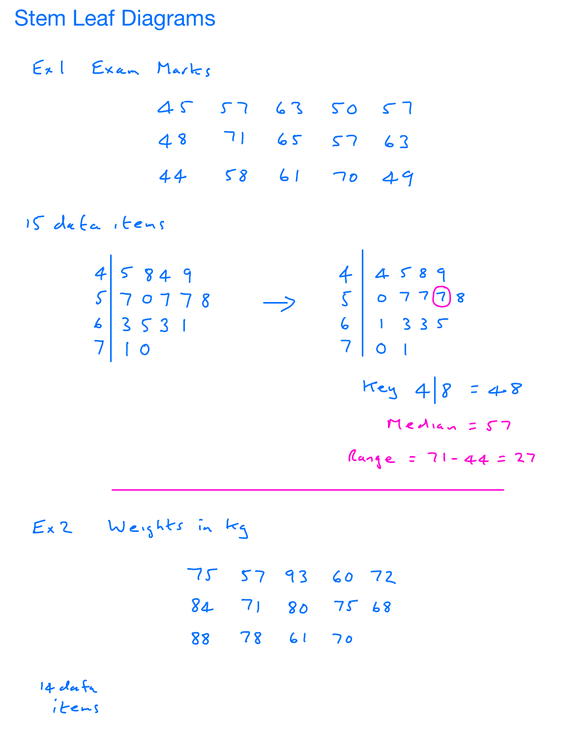# Stem Leaf Diagrams

Ex 1 Exam Marks

| | | | | |
|---|---|---|---|---|
| 45 | 57 | 63 | 50 | 57 |
| 48 | 71 | 65 | 57 | 63 |
| 44 | 58 | 61 | 70 | 49 |

15 data items

| Stem | Leaves |
|---|---|
| 4 | 5 8 4 9 |
| 5 | 7 0 7 7 8 |
| 6 | 3 5 3 1 |
| 7 | 1 0 |

→

| Stem | Leaves |
|---|---|
| 4 | 4 5 8 9 |
| 5 | 0 7 7 (7) 8 |
| 6 | 1 3 3 5 |
| 7 | 0 1 |

Key 4|8 = 48

Median = 57

Range = 71 − 44 = 27

---

Ex 2 Weights in kg

| | | | | |
|---|---|---|---|---|
| 75 | 57 | 93 | 60 | 72 |
| 84 | 71 | 80 | 75 | 68 |
| 88 | 78 | 61 | 70 | |

14 data items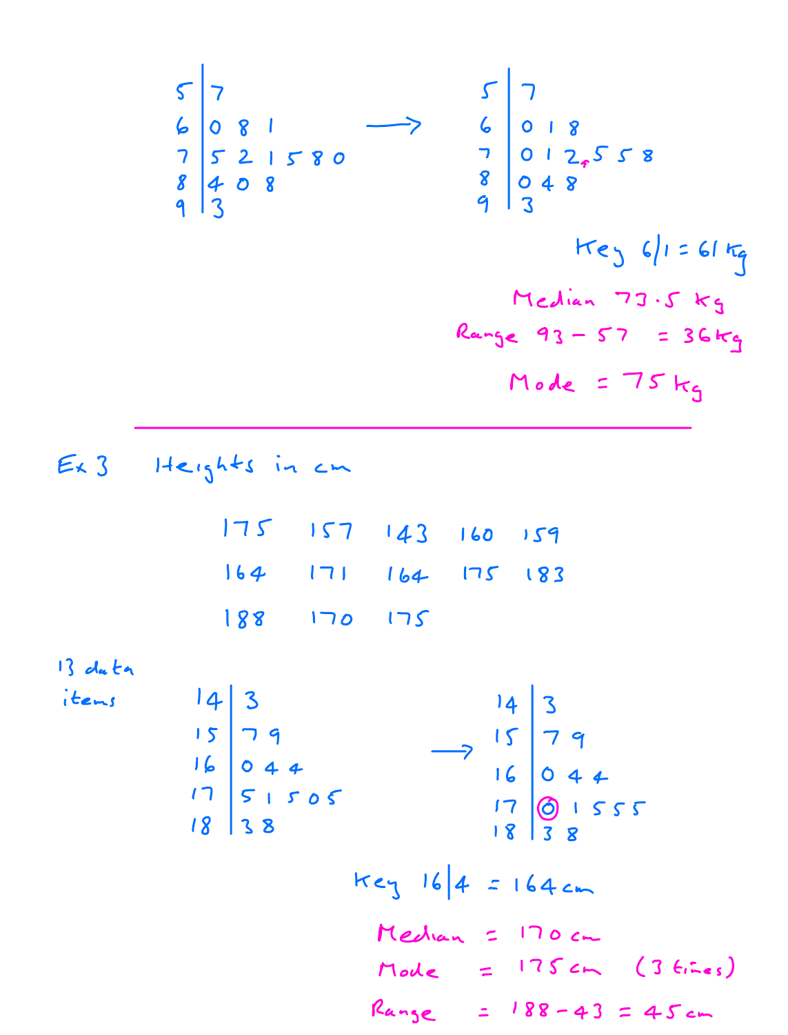**Unordered:**

| | |
|---|---|
| 5 | 7 |
| 6 | 0 8 1 |
| 7 | 5 2 1 5 8 0 |
| 8 | 4 0 8 |
| 9 | 3 |

→

**Ordered:**

| | |
|---|---|
| 5 | 7 |
| 6 | 0 1 8 |
| 7 | 0 1 2 5 5 8 |
| 8 | 0 4 8 |
| 9 | 3 |

Key 6|1 = 61 kg

Median 73.5 kg

Range 93 − 57 = 36 kg

Mode = 75 kg

---

Ex 3 Heights in cm

175 157 143 160 159

164 171 164 175 183

188 170 175

13 data items

**Unordered:**

| | |
|---|---|
| 14 | 3 |
| 15 | 7 9 |
| 16 | 0 4 4 |
| 17 | 5 1 5 0 5 |
| 18 | 3 8 |

→

**Ordered:**

| | |
|---|---|
| 14 | 3 |
| 15 | 7 9 |
| 16 | 0 4 4 |
| 17 | (0) 1 5 5 5 |
| 18 | 3 8 |

Key 16|4 = 164 cm

Median = 170 cm

Mode = 175 cm (3 times)

Range = 188 − 43 = 45 cm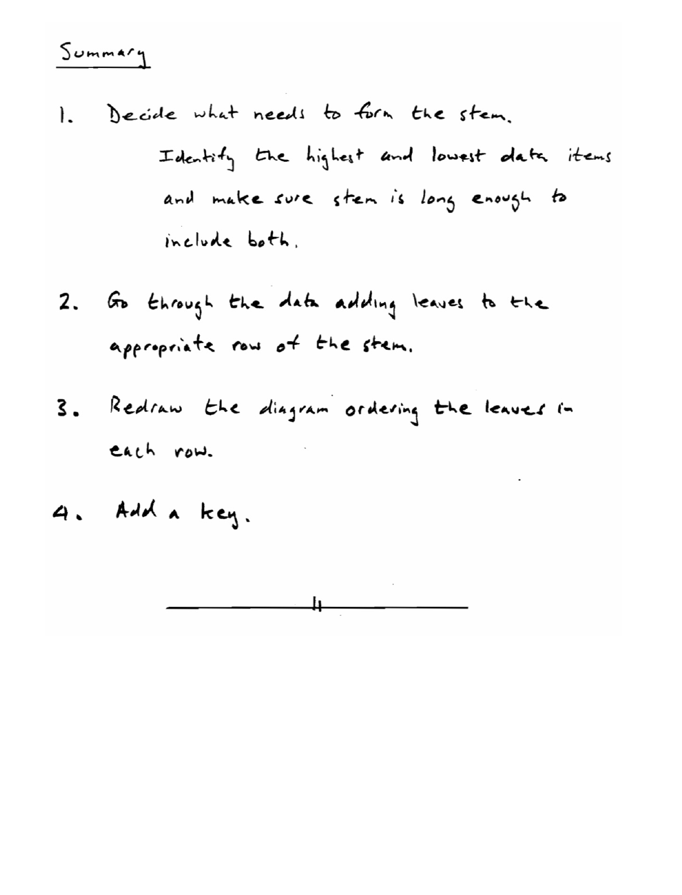## Summary

1. Decide what needs to form the stem.

   Identify the highest and lowest data items and make sure stem is long enough to include both.

2. Go through the data adding leaves to the appropriate row of the stem.

3. Redraw the diagram ordering the leaves in each row.

4. Add a key.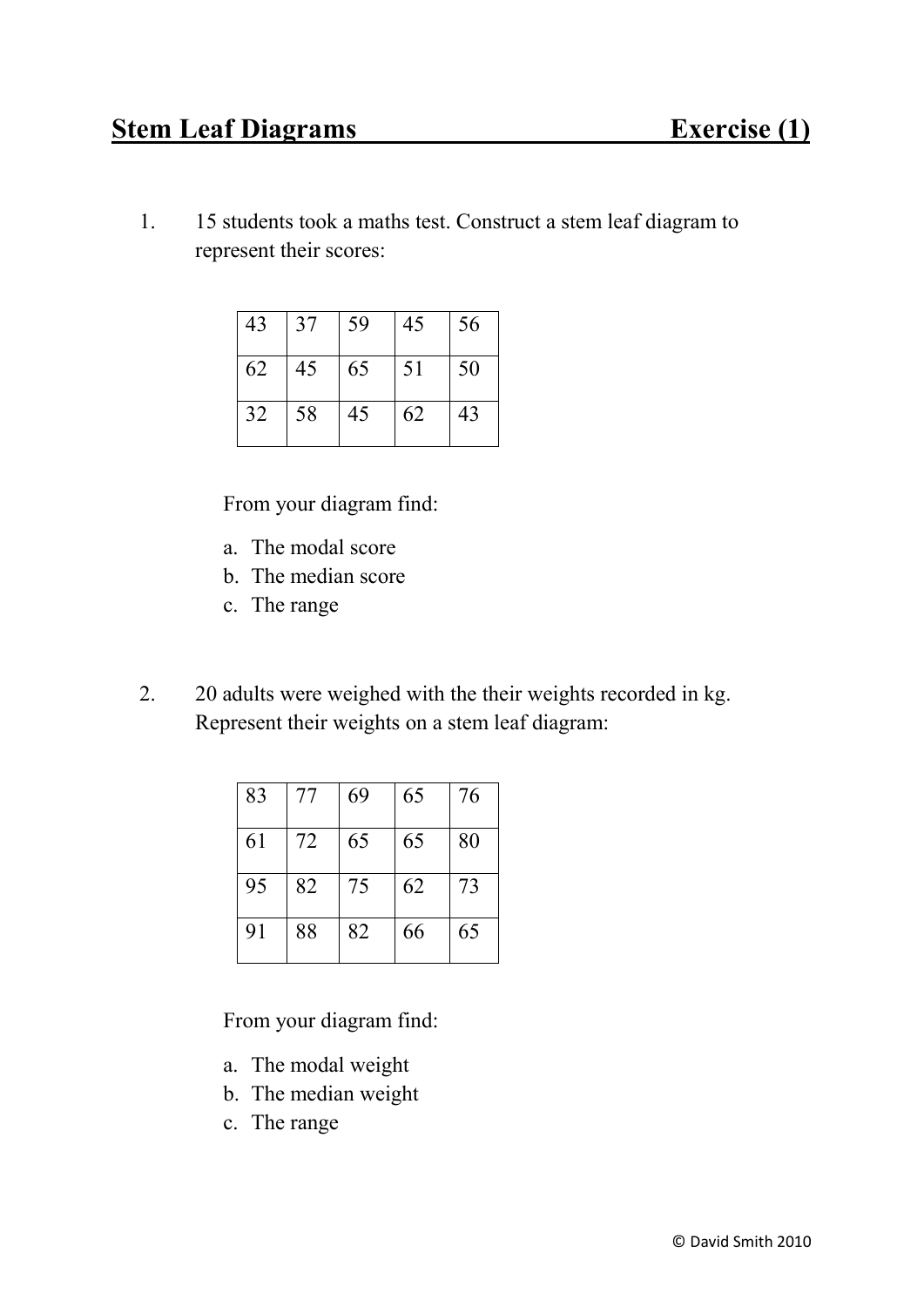## Stem Leaf Diagrams — Exercise (1)

1. 15 students took a maths test. Construct a stem leaf diagram to represent their scores:

| | | | | |
|---|---|---|---|---|
| 43 | 37 | 59 | 45 | 56 |
| 62 | 45 | 65 | 51 | 50 |
| 32 | 58 | 45 | 62 | 43 |

From your diagram find:

a. The modal score
b. The median score
c. The range

2. 20 adults were weighed with the their weights recorded in kg. Represent their weights on a stem leaf diagram:

| | | | | |
|---|---|---|---|---|
| 83 | 77 | 69 | 65 | 76 |
| 61 | 72 | 65 | 65 | 80 |
| 95 | 82 | 75 | 62 | 73 |
| 91 | 88 | 82 | 66 | 65 |

From your diagram find:

a. The modal weight
b. The median weight
c. The range

© David Smith 2010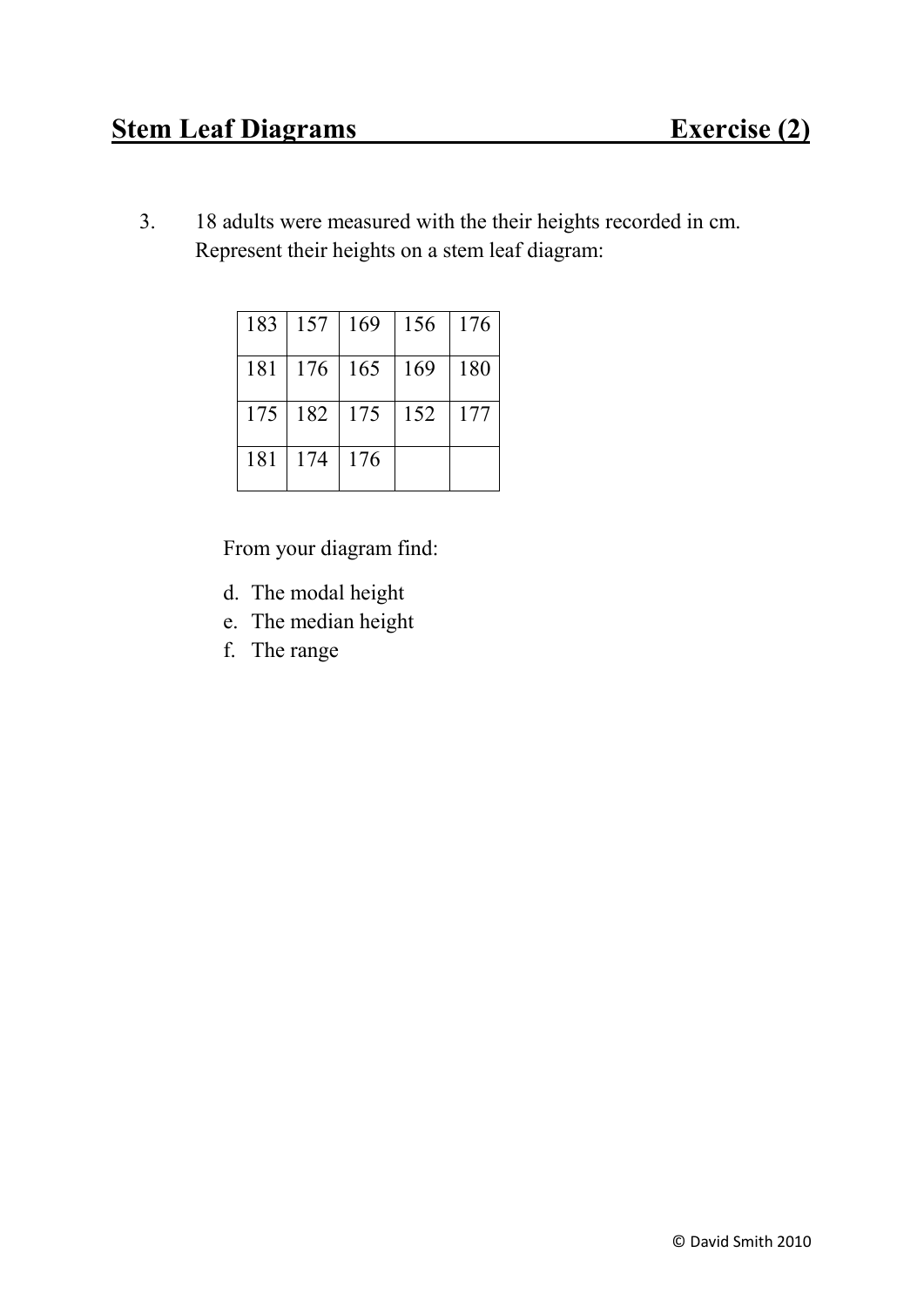## Stem Leaf Diagrams Exercise (2)

3. 18 adults were measured with the their heights recorded in cm. Represent their heights on a stem leaf diagram:

| | | | | |
|---|---|---|---|---|
| 183 | 157 | 169 | 156 | 176 |
| 181 | 176 | 165 | 169 | 180 |
| 175 | 182 | 175 | 152 | 177 |
| 181 | 174 | 176 | | |

From your diagram find:

d. The modal height
e. The median height
f. The range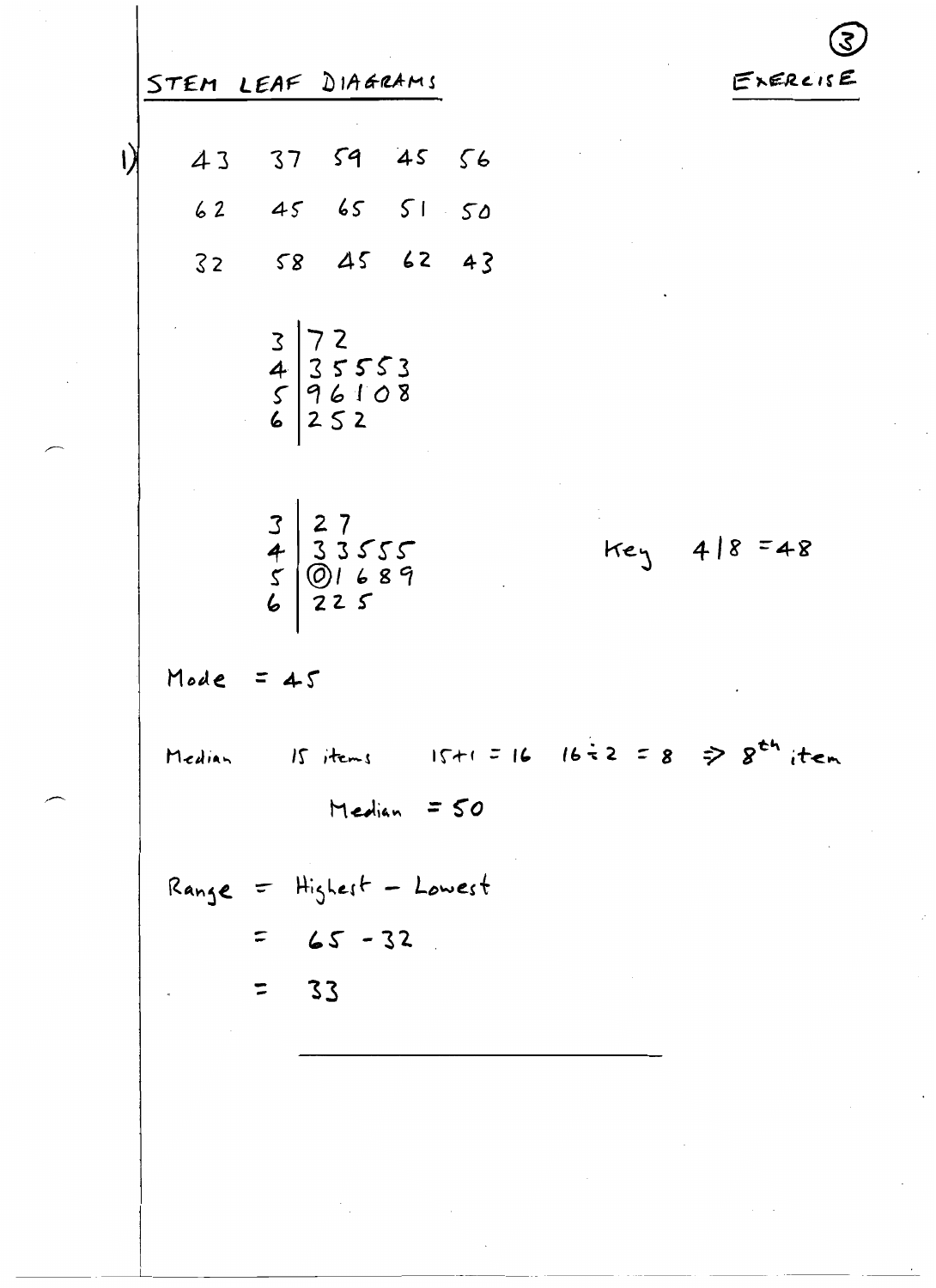## STEM LEAF DIAGRAMS

**EXERCISE** ③

1)

| | | | | |
|---|---|---|---|---|
| 43 | 37 | 59 | 45 | 56 |
| 62 | 45 | 65 | 51 | 50 |
| 32 | 58 | 45 | 62 | 43 |

```
3 | 7 2
4 | 3 5 5 5 3
5 | 9 6 1 0 8
6 | 2 5 2
```

```
3 | 2 7
4 | 3 3 5 5 5
5 | ⓪ 1 6 8 9
6 | 2 2 5
```

Key 4|8 = 48

Mode = 45

Median 15 items $15+1 = 16$ $16 \div 2 = 8 \Rightarrow 8^{th}$ item

Median = 50

Range = Highest − Lowest

$= 65 - 32$

$= 33$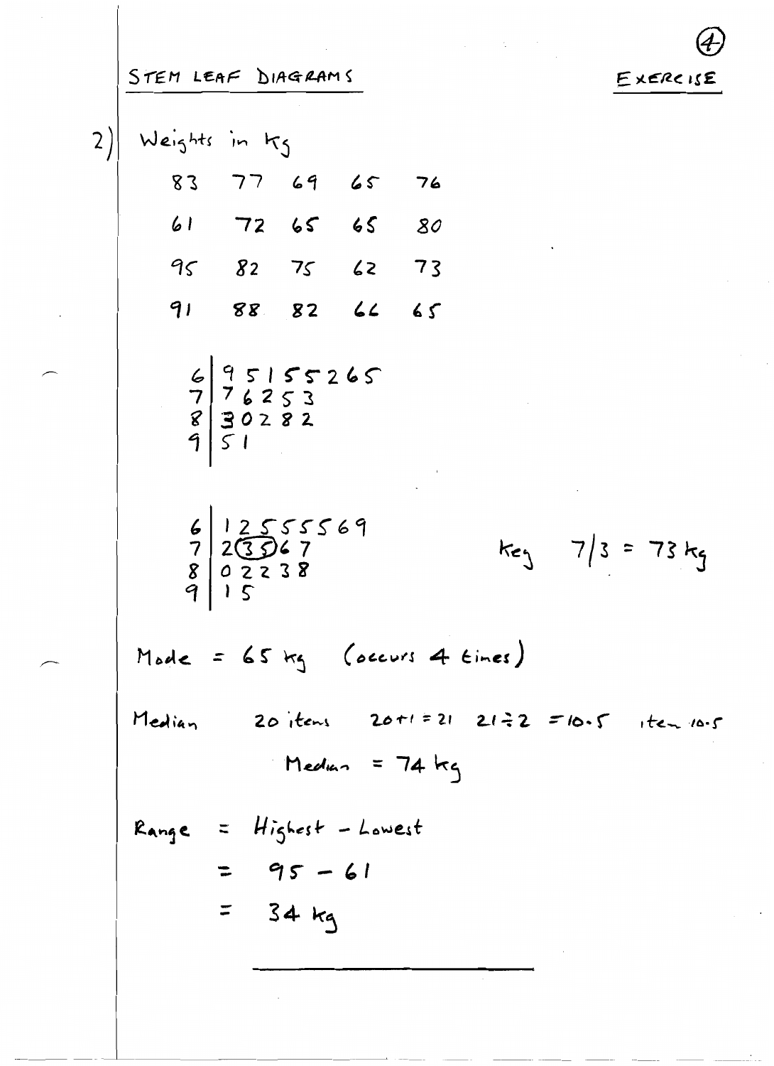# STEM LEAF DIAGRAMS

**EXERCISE**

2) Weights in kg

| | | | | |
|---|---|---|---|---|
| 83 | 77 | 69 | 65 | 76 |
| 61 | 72 | 65 | 65 | 80 |
| 95 | 82 | 75 | 62 | 73 |
| 91 | 88 | 82 | 66 | 65 |

```
6 | 9 5 1 5 5 2 6 5
7 | 7 6 2 5 3
8 | 3 0 2 8 2
9 | 5 1
```

```
6 | 1 2 5 5 5 5 6 9
7 | 2 (3 5) 6 7
8 | 0 2 2 3 8
9 | 1 5
```

Key $7|3 = 73$ kg

Mode = 65 kg (occurs 4 times)

Median 20 items $20 + 1 = 21$ $21 \div 2 = 10.5$ item 10.5

Median = 74 kg

Range = Highest − Lowest

= $95 - 61$

= 34 kg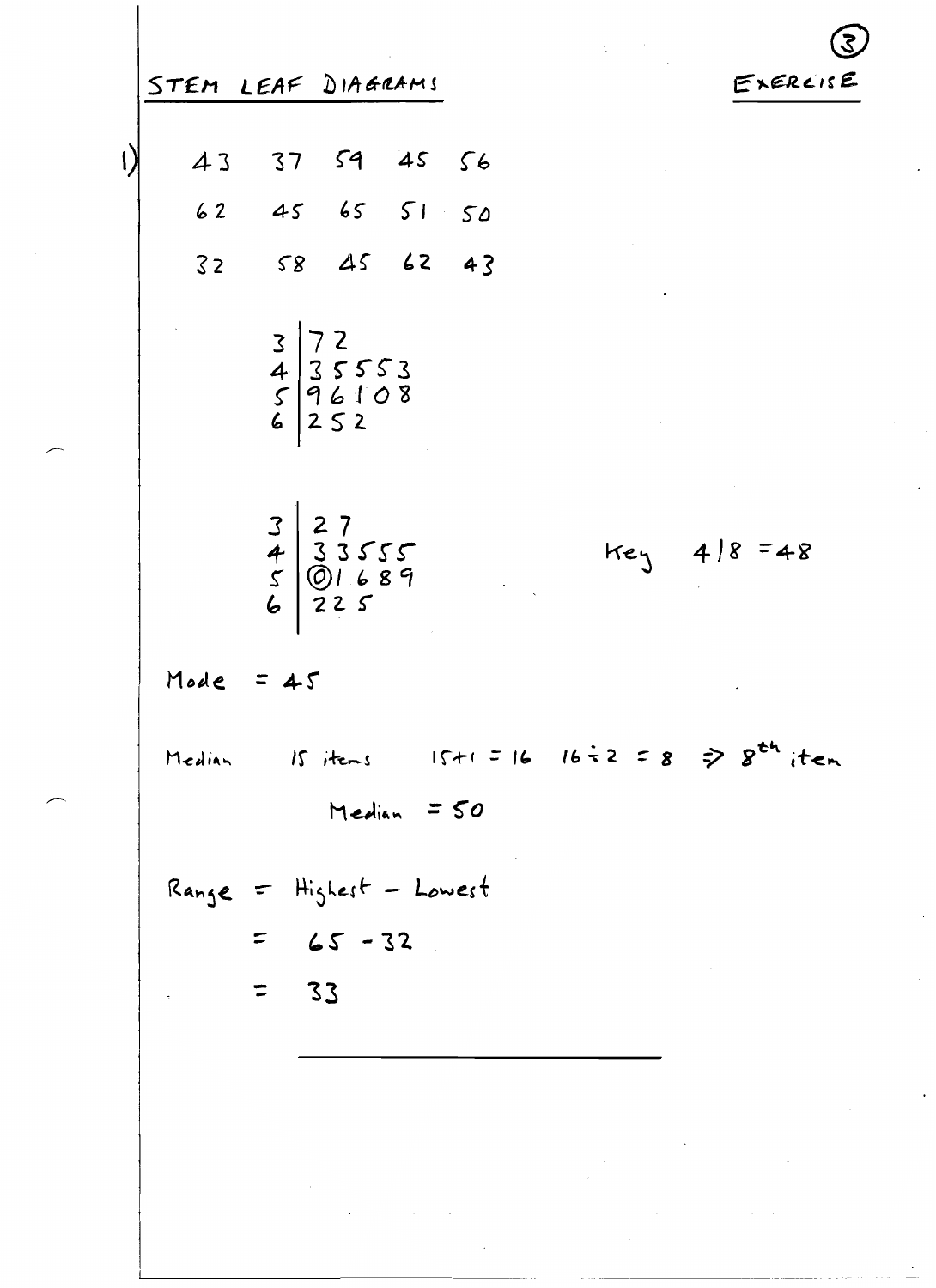## STEM LEAF DIAGRAMS

**EXERCISE** (3)

1)

| | | | | |
|---|---|---|---|---|
| 43 | 37 | 59 | 45 | 56 |
| 62 | 45 | 65 | 51 | 50 |
| 32 | 58 | 45 | 62 | 43 |

```
3 | 7 2
4 | 3 5 5 5 3
5 | 9 6 1 0 8
6 | 2 5 2
```

```
3 | 2 7
4 | 3 3 5 5 5
5 | (0) 1 6 8 9
6 | 2 2 5
```

Key $4|8 = 48$

Mode $= 45$

Median 15 items $15 + 1 = 16$ $16 \div 2 = 8 \Rightarrow 8^{th}$ item

Median $= 50$

Range = Highest − Lowest

$= 65 - 32$

$= 33$